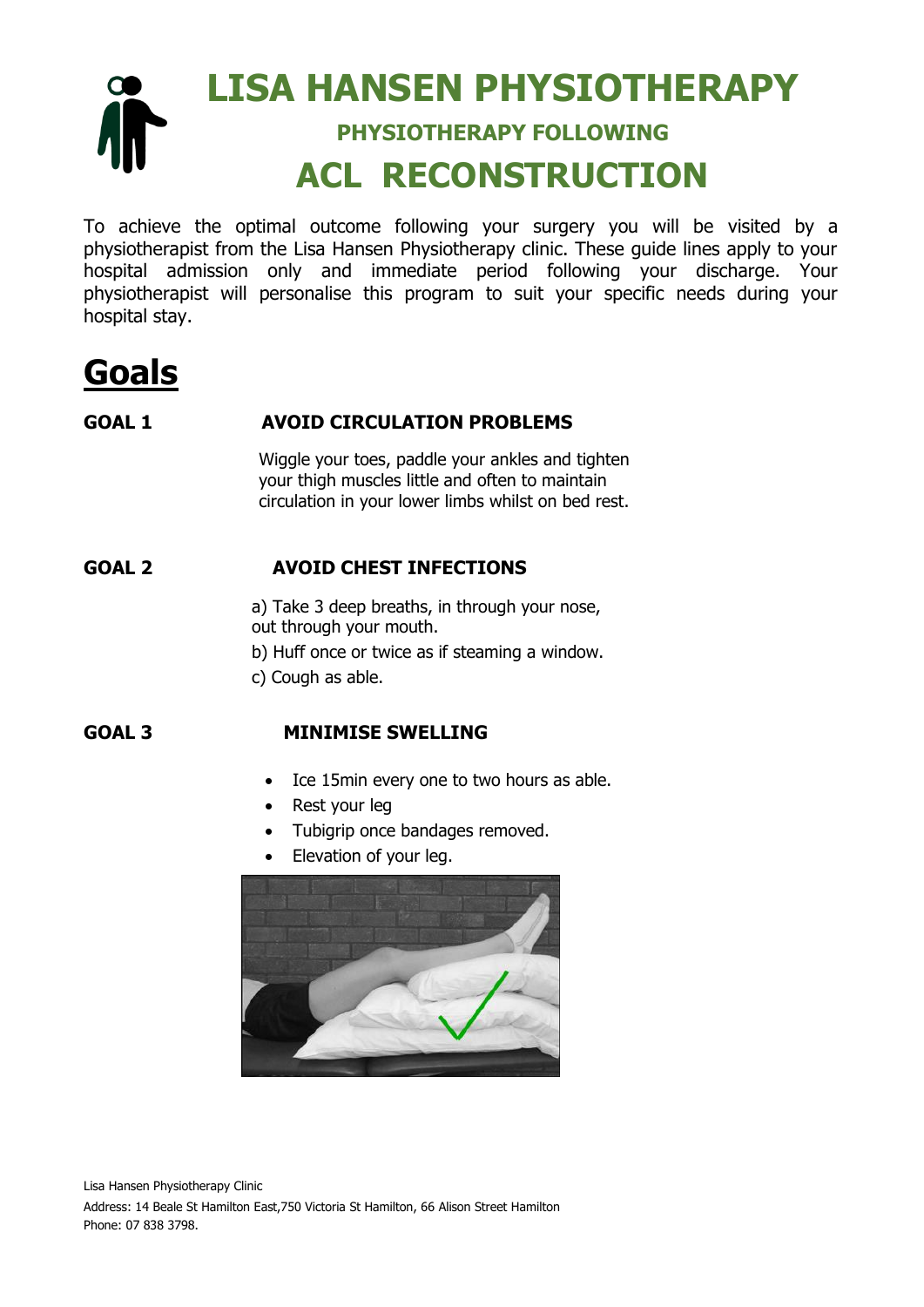# LISA HANSEN PHYSIOTHERAPY

### PHYSIOTHERAPY FOLLOWING

## ACL RECONSTRUCTION

To achieve the optimal outcome following your surgery you will be visited by a physiotherapist from the Lisa Hansen Physiotherapy clinic. These guide lines apply to your hospital admission only and immediate period following your discharge. Your physiotherapist will personalise this program to suit your specific needs during your hospital stay.

## Goals

**GOAL 1** **AVOID CIRCULATION PROBLEMS**

Wiggle your toes, paddle your ankles and tighten your thigh muscles little and often to maintain circulation in your lower limbs whilst on bed rest.

**GOAL 2** **AVOID CHEST INFECTIONS**

a) Take 3 deep breaths, in through your nose, out through your mouth.

b) Huff once or twice as if steaming a window.

c) Cough as able.

**GOAL 3** **MINIMISE SWELLING**

- Ice 15min every one to two hours as able.
- Rest your leg
- Tubigrip once bandages removed.
- Elevation of your leg.

Lisa Hansen Physiotherapy Clinic

Address: 14 Beale St Hamilton East,750 Victoria St Hamilton, 66 Alison Street Hamilton

Phone: 07 838 3798.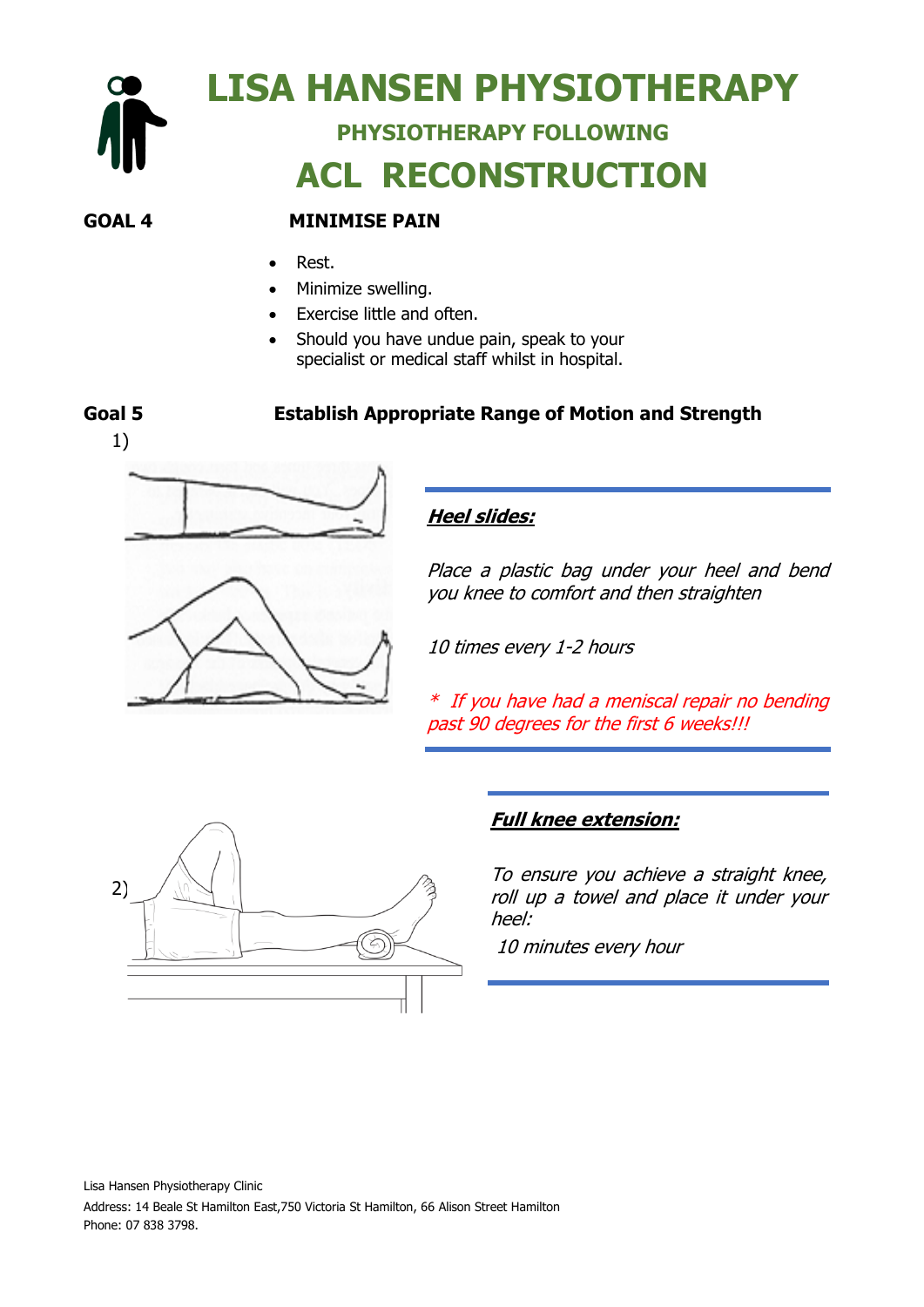# LISA HANSEN PHYSIOTHERAPY

## PHYSIOTHERAPY FOLLOWING

# ACL RECONSTRUCTION

**GOAL 4** **MINIMISE PAIN**

- Rest.
- Minimize swelling.
- Exercise little and often.
- Should you have undue pain, speak to your specialist or medical staff whilst in hospital.

**Goal 5** **Establish Appropriate Range of Motion and Strength**

1)

***Heel slides:***

*Place a plastic bag under your heel and bend you knee to comfort and then straighten*

*10 times every 1-2 hours*

*\* If you have had a meniscal repair no bending past 90 degrees for the first 6 weeks!!!*

2)

***Full knee extension:***

*To ensure you achieve a straight knee, roll up a towel and place it under your heel:*

*10 minutes every hour*

Lisa Hansen Physiotherapy Clinic
Address: 14 Beale St Hamilton East,750 Victoria St Hamilton, 66 Alison Street Hamilton
Phone: 07 838 3798.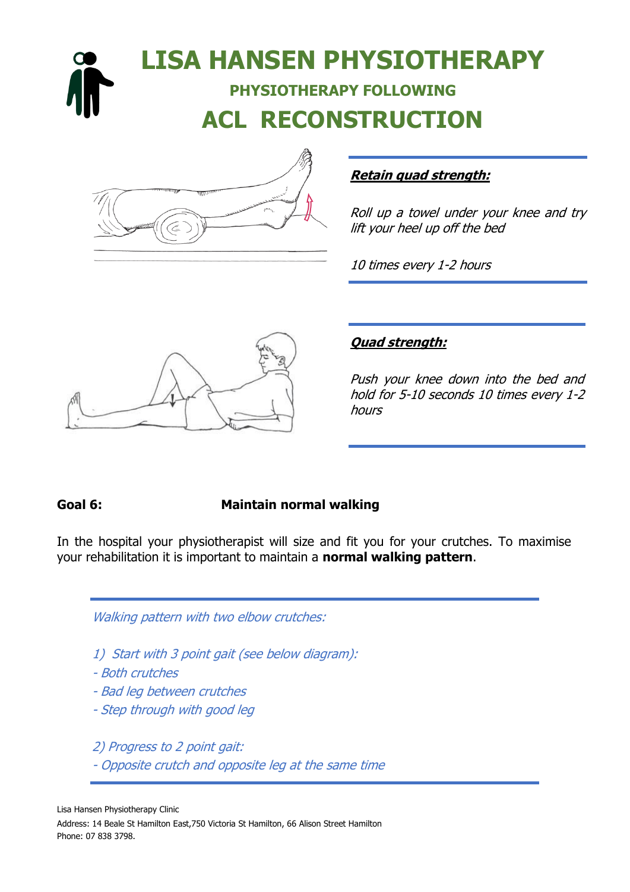# LISA HANSEN PHYSIOTHERAPY

## PHYSIOTHERAPY FOLLOWING

# ACL RECONSTRUCTION

***Retain quad strength:***

*Roll up a towel under your knee and try lift your heel up off the bed*

*10 times every 1-2 hours*

***Quad strength:***

*Push your knee down into the bed and hold for 5-10 seconds 10 times every 1-2 hours*

**Goal 6:** **Maintain normal walking**

In the hospital your physiotherapist will size and fit you for your crutches. To maximise your rehabilitation it is important to maintain a **normal walking pattern**.

*Walking pattern with two elbow crutches:*

*1) Start with 3 point gait (see below diagram):*
*- Both crutches*
*- Bad leg between crutches*
*- Step through with good leg*

*2) Progress to 2 point gait:*
*- Opposite crutch and opposite leg at the same time*

Lisa Hansen Physiotherapy Clinic
Address: 14 Beale St Hamilton East,750 Victoria St Hamilton, 66 Alison Street Hamilton
Phone: 07 838 3798.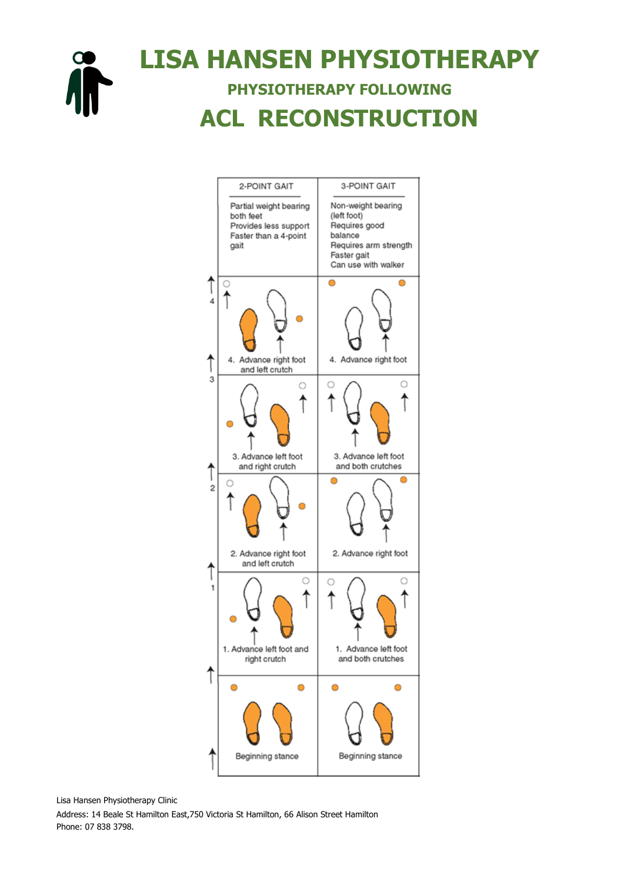# LISA HANSEN PHYSIOTHERAPY

## PHYSIOTHERAPY FOLLOWING

# ACL RECONSTRUCTION

| 2-POINT GAIT | 3-POINT GAIT |
|---|---|
| Partial weight bearing both feet<br>Provides less support<br>Faster than a 4-point gait | Non-weight bearing (left foot)<br>Requires good balance<br>Requires arm strength<br>Faster gait<br>Can use with walker |
| 4. Advance right foot and left crutch | 4. Advance right foot |
| 3. Advance left foot and right crutch | 3. Advance left foot and both crutches |
| 2. Advance right foot and left crutch | 2. Advance right foot |
| 1. Advance left foot and right crutch | 1. Advance left foot and both crutches |
| Beginning stance | Beginning stance |

Lisa Hansen Physiotherapy Clinic

Address: 14 Beale St Hamilton East,750 Victoria St Hamilton, 66 Alison Street Hamilton

Phone: 07 838 3798.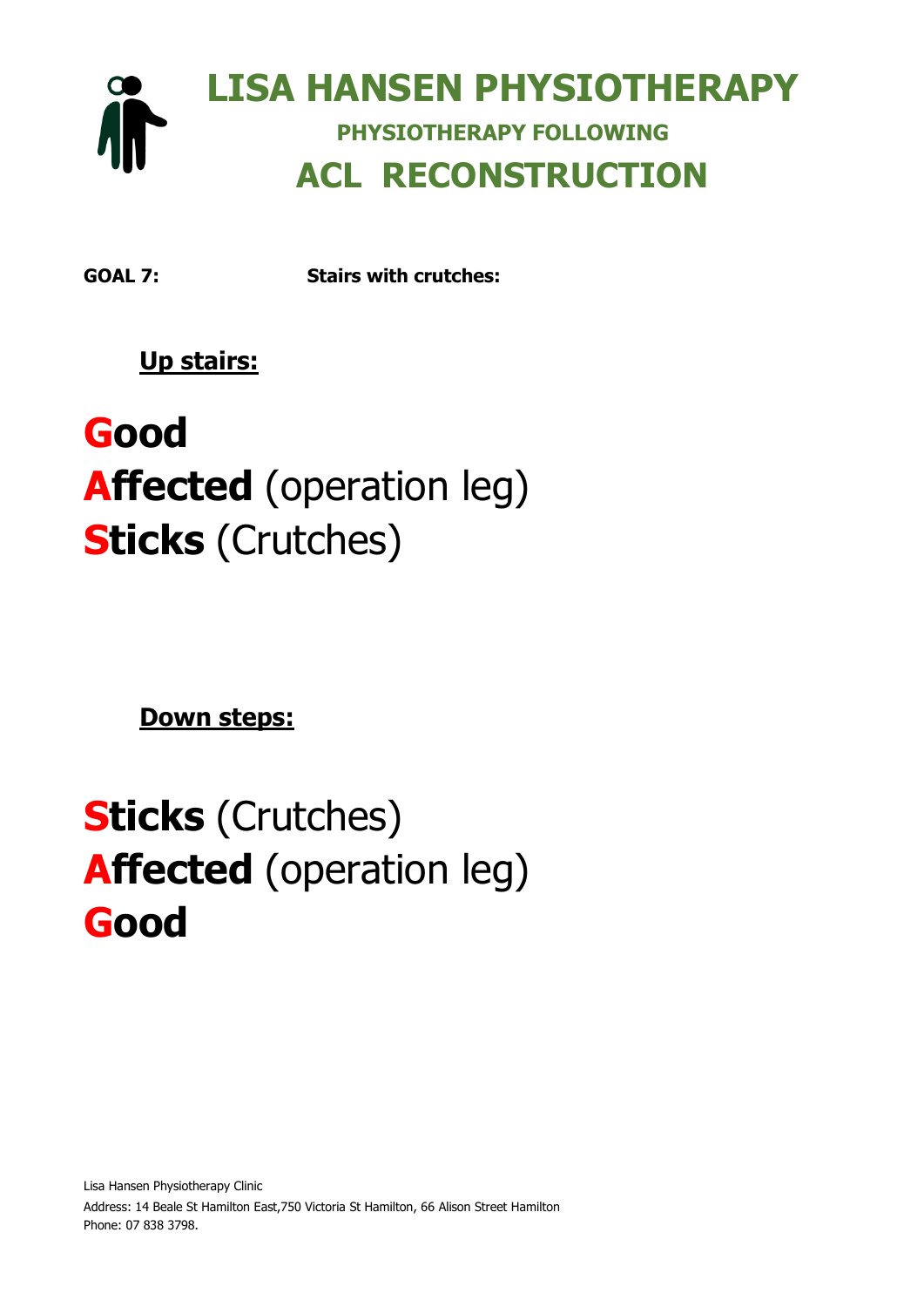# LISA HANSEN PHYSIOTHERAPY

## PHYSIOTHERAPY FOLLOWING

## ACL RECONSTRUCTION

**GOAL 7:** **Stairs with crutches:**

**Up stairs:**

**Good**
**Affected** (operation leg)
**Sticks** (Crutches)

**Down steps:**

**Sticks** (Crutches)
**Affected** (operation leg)
**Good**

Lisa Hansen Physiotherapy Clinic
Address: 14 Beale St Hamilton East,750 Victoria St Hamilton, 66 Alison Street Hamilton
Phone: 07 838 3798.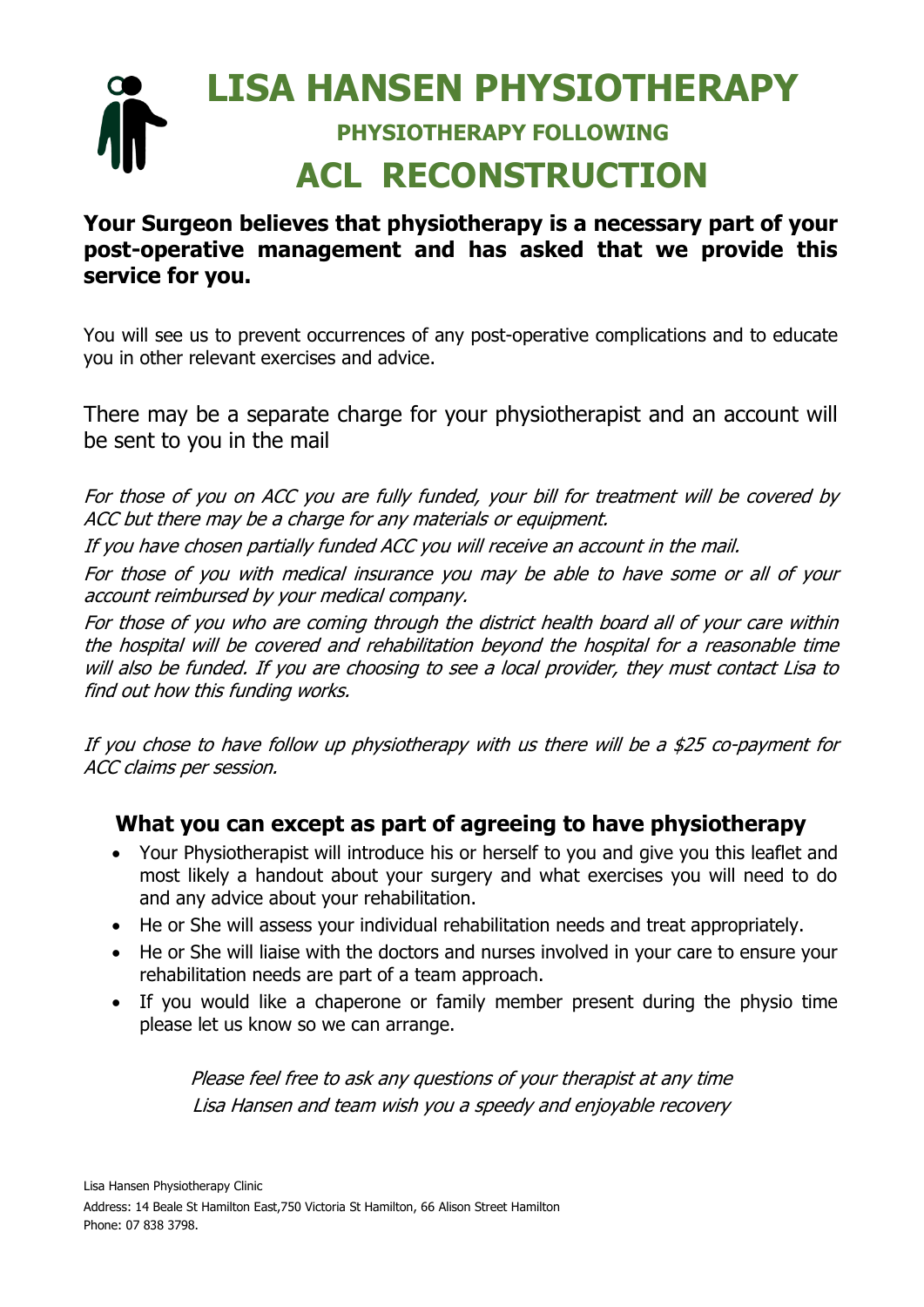# LISA HANSEN PHYSIOTHERAPY

### PHYSIOTHERAPY FOLLOWING

## ACL RECONSTRUCTION

**Your Surgeon believes that physiotherapy is a necessary part of your post-operative management and has asked that we provide this service for you.**

You will see us to prevent occurrences of any post-operative complications and to educate you in other relevant exercises and advice.

There may be a separate charge for your physiotherapist and an account will be sent to you in the mail

*For those of you on ACC you are fully funded, your bill for treatment will be covered by ACC but there may be a charge for any materials or equipment.*

*If you have chosen partially funded ACC you will receive an account in the mail.*

*For those of you with medical insurance you may be able to have some or all of your account reimbursed by your medical company.*

*For those of you who are coming through the district health board all of your care within the hospital will be covered and rehabilitation beyond the hospital for a reasonable time will also be funded. If you are choosing to see a local provider, they must contact Lisa to find out how this funding works.*

*If you chose to have follow up physiotherapy with us there will be a $25 co-payment for ACC claims per session.*

### What you can except as part of agreeing to have physiotherapy

- Your Physiotherapist will introduce his or herself to you and give you this leaflet and most likely a handout about your surgery and what exercises you will need to do and any advice about your rehabilitation.
- He or She will assess your individual rehabilitation needs and treat appropriately.
- He or She will liaise with the doctors and nurses involved in your care to ensure your rehabilitation needs are part of a team approach.
- If you would like a chaperone or family member present during the physio time please let us know so we can arrange.

*Please feel free to ask any questions of your therapist at any time*
*Lisa Hansen and team wish you a speedy and enjoyable recovery*

Lisa Hansen Physiotherapy Clinic
Address: 14 Beale St Hamilton East,750 Victoria St Hamilton, 66 Alison Street Hamilton
Phone: 07 838 3798.